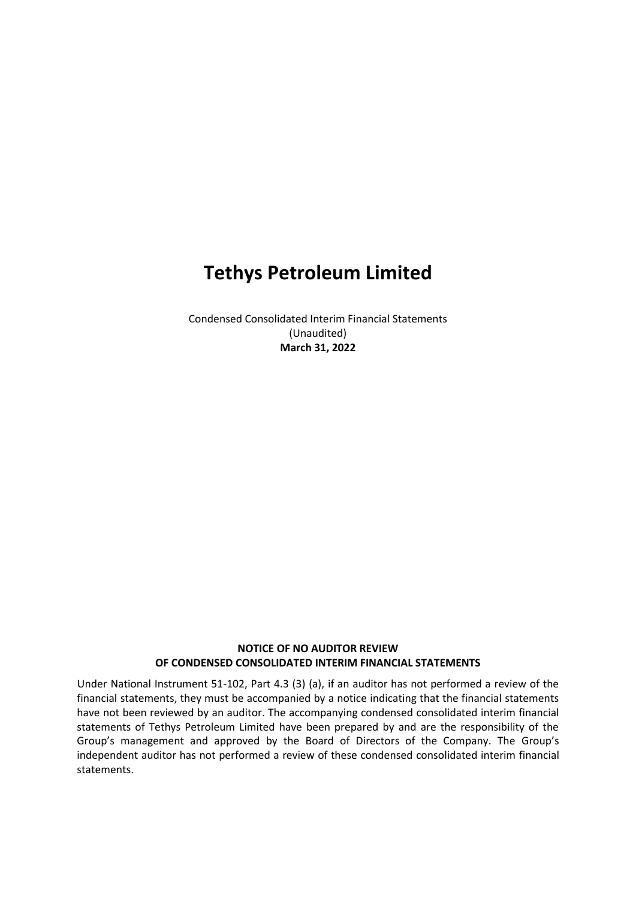# Tethys Petroleum Limited

Condensed Consolidated Interim Financial Statements
(Unaudited)
**March 31, 2022**

**NOTICE OF NO AUDITOR REVIEW**
**OF CONDENSED CONSOLIDATED INTERIM FINANCIAL STATEMENTS**

Under National Instrument 51-102, Part 4.3 (3) (a), if an auditor has not performed a review of the financial statements, they must be accompanied by a notice indicating that the financial statements have not been reviewed by an auditor. The accompanying condensed consolidated interim financial statements of Tethys Petroleum Limited have been prepared by and are the responsibility of the Group's management and approved by the Board of Directors of the Company. The Group's independent auditor has not performed a review of these condensed consolidated interim financial statements.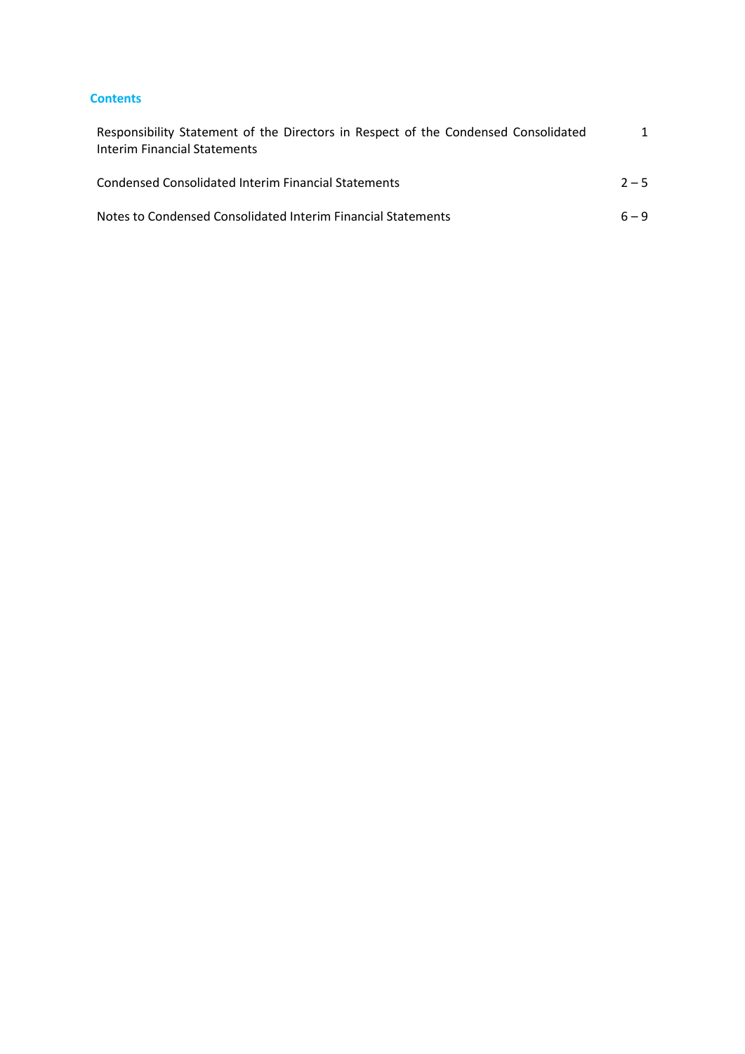## Contents

| | |
|---|---|
| Responsibility Statement of the Directors in Respect of the Condensed Consolidated Interim Financial Statements | 1 |
| Condensed Consolidated Interim Financial Statements | 2 – 5 |
| Notes to Condensed Consolidated Interim Financial Statements | 6 – 9 |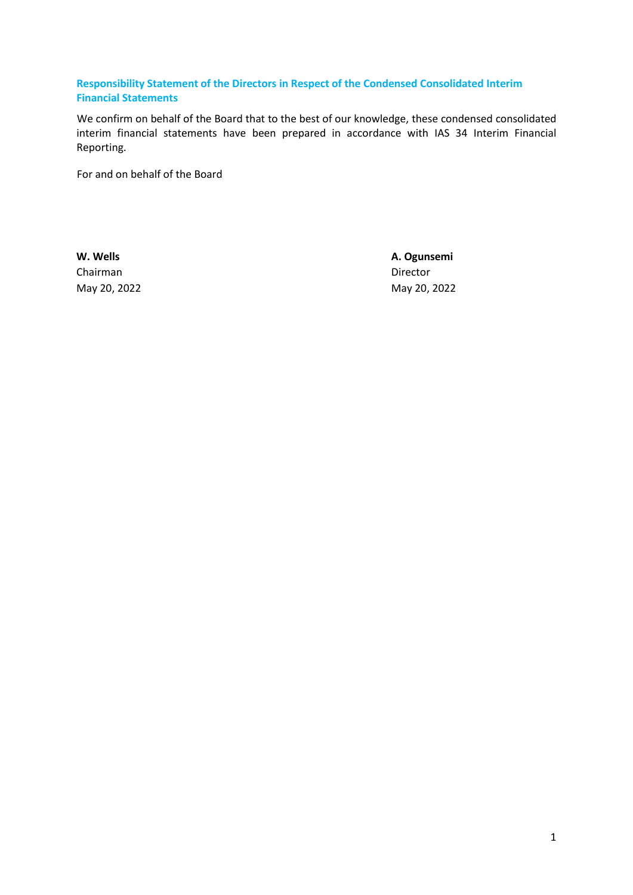## Responsibility Statement of the Directors in Respect of the Condensed Consolidated Interim Financial Statements

We confirm on behalf of the Board that to the best of our knowledge, these condensed consolidated interim financial statements have been prepared in accordance with IAS 34 Interim Financial Reporting.

For and on behalf of the Board

| | |
|---|---|
| **W. Wells** | **A. Ogunsemi** |
| Chairman | Director |
| May 20, 2022 | May 20, 2022 |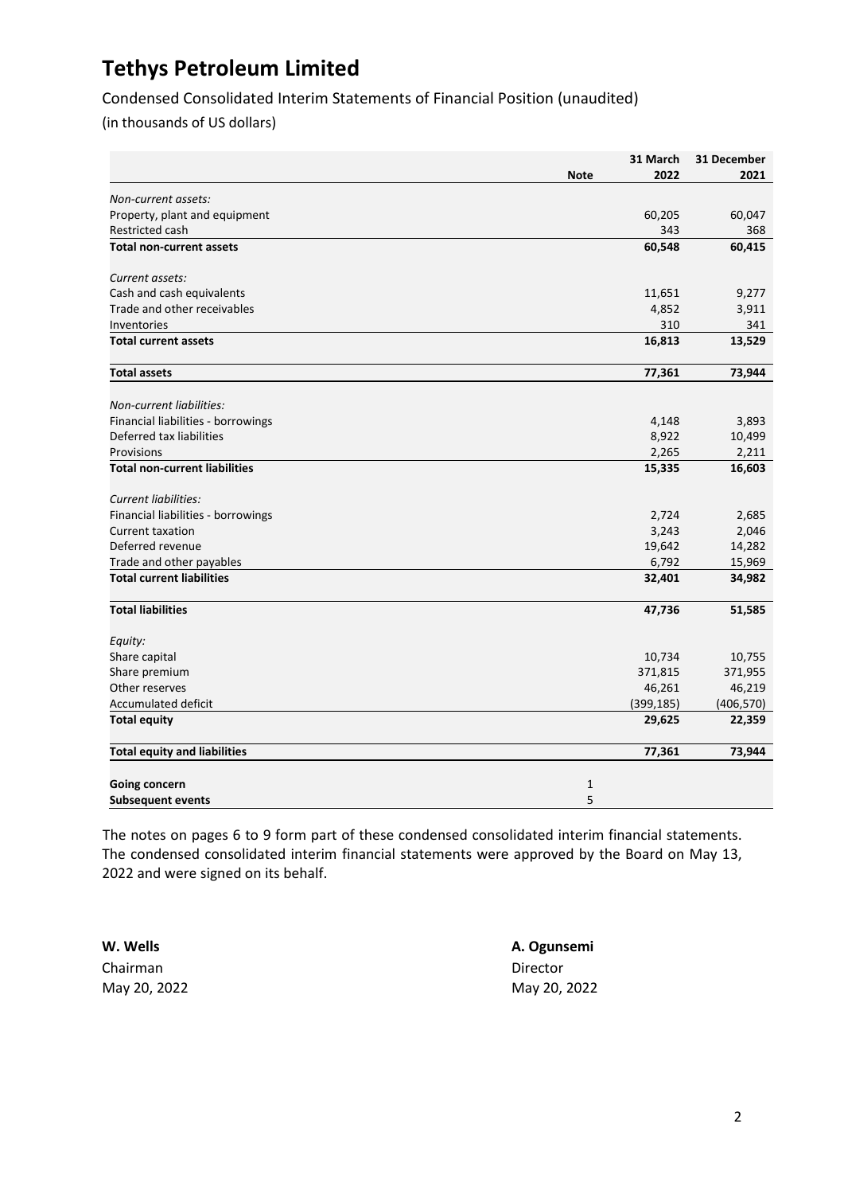# Tethys Petroleum Limited

Condensed Consolidated Interim Statements of Financial Position (unaudited)

(in thousands of US dollars)

| | Note | 31 March 2022 | 31 December 2021 |
|---|---|---|---|
| *Non-current assets:* | | | |
| Property, plant and equipment | | 60,205 | 60,047 |
| Restricted cash | | 343 | 368 |
| **Total non-current assets** | | **60,548** | **60,415** |
| *Current assets:* | | | |
| Cash and cash equivalents | | 11,651 | 9,277 |
| Trade and other receivables | | 4,852 | 3,911 |
| Inventories | | 310 | 341 |
| **Total current assets** | | **16,813** | **13,529** |
| **Total assets** | | **77,361** | **73,944** |
| *Non-current liabilities:* | | | |
| Financial liabilities - borrowings | | 4,148 | 3,893 |
| Deferred tax liabilities | | 8,922 | 10,499 |
| Provisions | | 2,265 | 2,211 |
| **Total non-current liabilities** | | **15,335** | **16,603** |
| *Current liabilities:* | | | |
| Financial liabilities - borrowings | | 2,724 | 2,685 |
| Current taxation | | 3,243 | 2,046 |
| Deferred revenue | | 19,642 | 14,282 |
| Trade and other payables | | 6,792 | 15,969 |
| **Total current liabilities** | | **32,401** | **34,982** |
| **Total liabilities** | | **47,736** | **51,585** |
| *Equity:* | | | |
| Share capital | | 10,734 | 10,755 |
| Share premium | | 371,815 | 371,955 |
| Other reserves | | 46,261 | 46,219 |
| Accumulated deficit | | (399,185) | (406,570) |
| **Total equity** | | **29,625** | **22,359** |
| **Total equity and liabilities** | | **77,361** | **73,944** |
| **Going concern** | 1 | | |
| **Subsequent events** | 5 | | |

The notes on pages 6 to 9 form part of these condensed consolidated interim financial statements. The condensed consolidated interim financial statements were approved by the Board on May 13, 2022 and were signed on its behalf.

**W. Wells**
Chairman
May 20, 2022

**A. Ogunsemi**
Director
May 20, 2022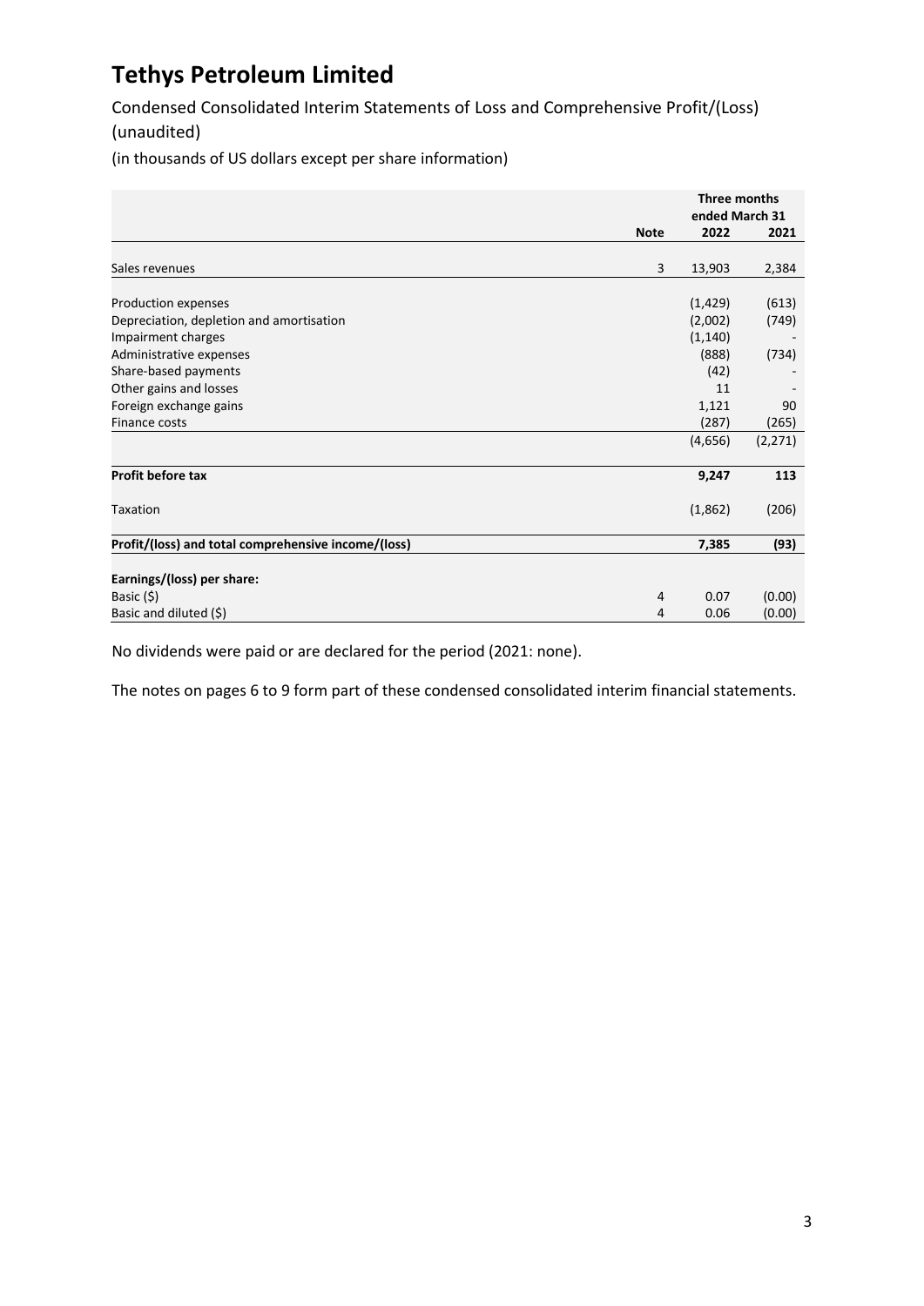# Tethys Petroleum Limited

Condensed Consolidated Interim Statements of Loss and Comprehensive Profit/(Loss) (unaudited)

(in thousands of US dollars except per share information)

| | | Three months ended March 31 | |
|---|---|---|---|
| | **Note** | **2022** | **2021** |
| Sales revenues | 3 | 13,903 | 2,384 |
| Production expenses | | (1,429) | (613) |
| Depreciation, depletion and amortisation | | (2,002) | (749) |
| Impairment charges | | (1,140) | - |
| Administrative expenses | | (888) | (734) |
| Share-based payments | | (42) | - |
| Other gains and losses | | 11 | - |
| Foreign exchange gains | | 1,121 | 90 |
| Finance costs | | (287) | (265) |
| | | (4,656) | (2,271) |
| **Profit before tax** | | **9,247** | **113** |
| Taxation | | (1,862) | (206) |
| **Profit/(loss) and total comprehensive income/(loss)** | | **7,385** | **(93)** |
| **Earnings/(loss) per share:** | | | |
| Basic ($) | 4 | 0.07 | (0.00) |
| Basic and diluted ($) | 4 | 0.06 | (0.00) |

No dividends were paid or are declared for the period (2021: none).

The notes on pages 6 to 9 form part of these condensed consolidated interim financial statements.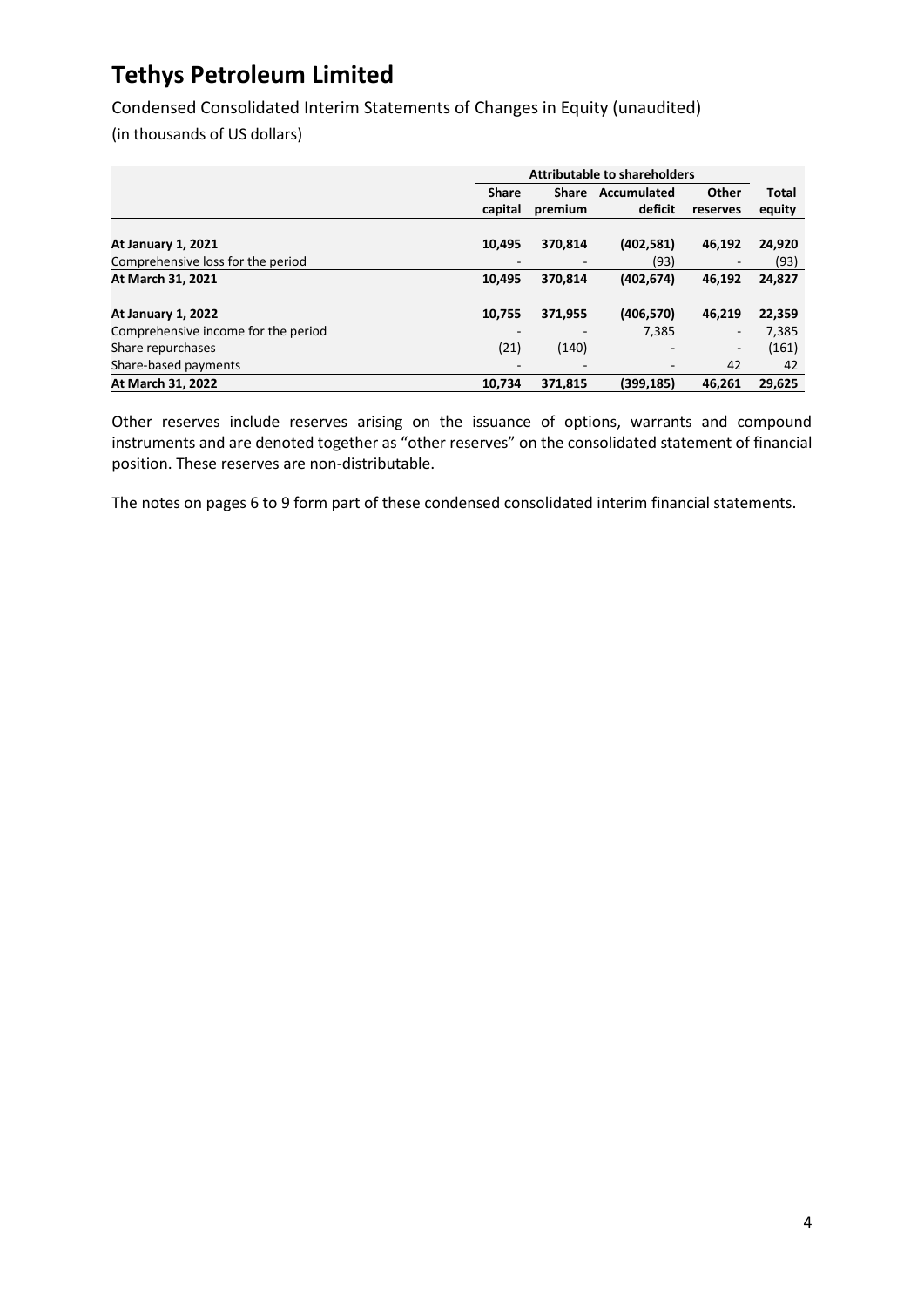# Tethys Petroleum Limited

Condensed Consolidated Interim Statements of Changes in Equity (unaudited)

(in thousands of US dollars)

| | Attributable to shareholders | | | | |
|---|---|---|---|---|---|
| | Share capital | Share premium | Accumulated deficit | Other reserves | Total equity |
| **At January 1, 2021** | **10,495** | **370,814** | **(402,581)** | **46,192** | **24,920** |
| Comprehensive loss for the period | - | - | (93) | - | (93) |
| **At March 31, 2021** | **10,495** | **370,814** | **(402,674)** | **46,192** | **24,827** |
| **At January 1, 2022** | **10,755** | **371,955** | **(406,570)** | **46,219** | **22,359** |
| Comprehensive income for the period | - | - | 7,385 | - | 7,385 |
| Share repurchases | (21) | (140) | - | - | (161) |
| Share-based payments | - | - | - | 42 | 42 |
| **At March 31, 2022** | **10,734** | **371,815** | **(399,185)** | **46,261** | **29,625** |

Other reserves include reserves arising on the issuance of options, warrants and compound instruments and are denoted together as "other reserves" on the consolidated statement of financial position. These reserves are non-distributable.

The notes on pages 6 to 9 form part of these condensed consolidated interim financial statements.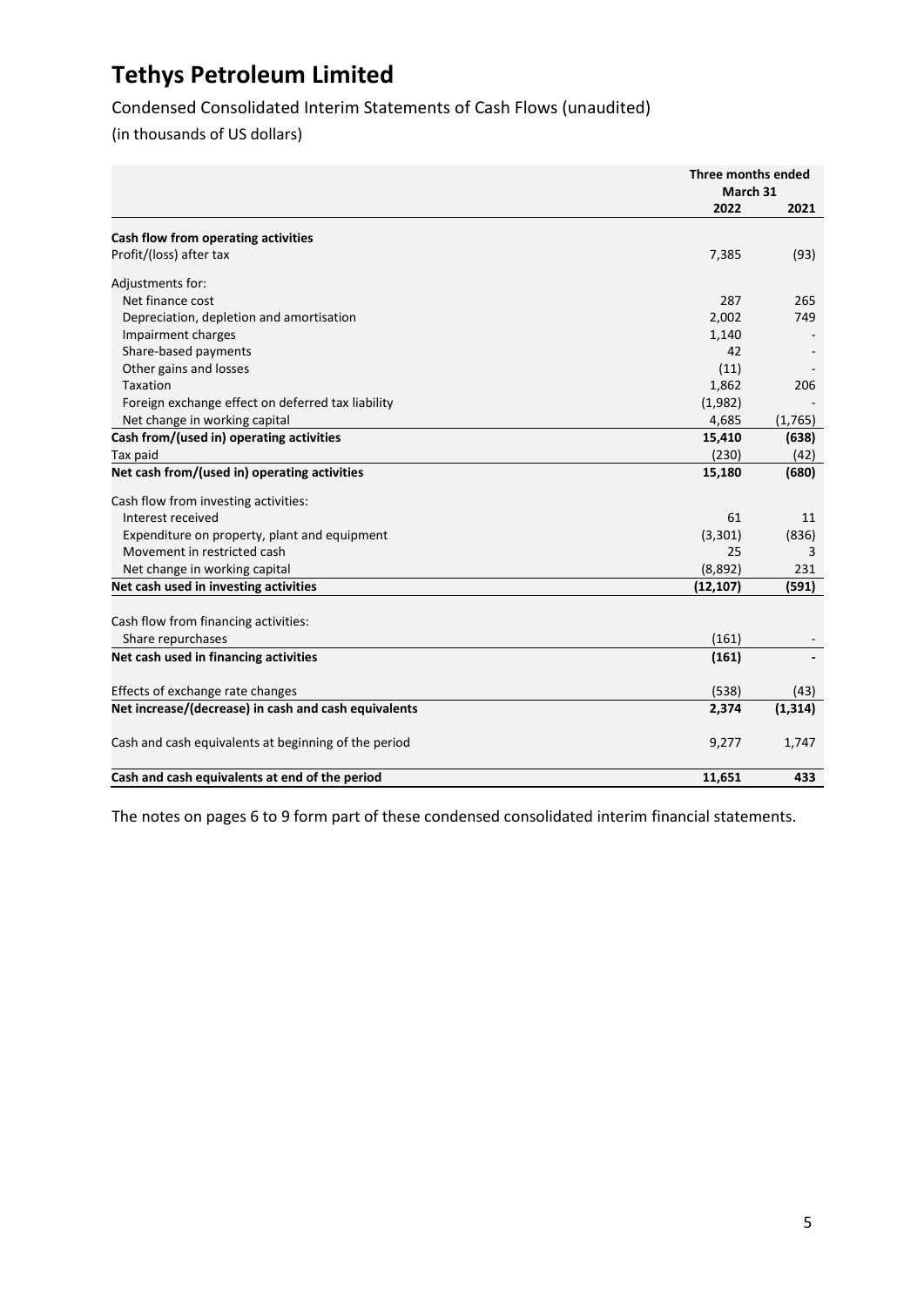# Tethys Petroleum Limited

Condensed Consolidated Interim Statements of Cash Flows (unaudited)

(in thousands of US dollars)

| | Three months ended March 31 | |
|---|---|---|
| | **2022** | **2021** |
| **Cash flow from operating activities** | | |
| Profit/(loss) after tax | 7,385 | (93) |
| Adjustments for: | | |
| Net finance cost | 287 | 265 |
| Depreciation, depletion and amortisation | 2,002 | 749 |
| Impairment charges | 1,140 | - |
| Share-based payments | 42 | - |
| Other gains and losses | (11) | - |
| Taxation | 1,862 | 206 |
| Foreign exchange effect on deferred tax liability | (1,982) | - |
| Net change in working capital | 4,685 | (1,765) |
| **Cash from/(used in) operating activities** | **15,410** | **(638)** |
| Tax paid | (230) | (42) |
| **Net cash from/(used in) operating activities** | **15,180** | **(680)** |
| Cash flow from investing activities: | | |
| Interest received | 61 | 11 |
| Expenditure on property, plant and equipment | (3,301) | (836) |
| Movement in restricted cash | 25 | 3 |
| Net change in working capital | (8,892) | 231 |
| **Net cash used in investing activities** | **(12,107)** | **(591)** |
| Cash flow from financing activities: | | |
| Share repurchases | (161) | - |
| **Net cash used in financing activities** | **(161)** | **-** |
| Effects of exchange rate changes | (538) | (43) |
| **Net increase/(decrease) in cash and cash equivalents** | **2,374** | **(1,314)** |
| Cash and cash equivalents at beginning of the period | 9,277 | 1,747 |
| **Cash and cash equivalents at end of the period** | **11,651** | **433** |

The notes on pages 6 to 9 form part of these condensed consolidated interim financial statements.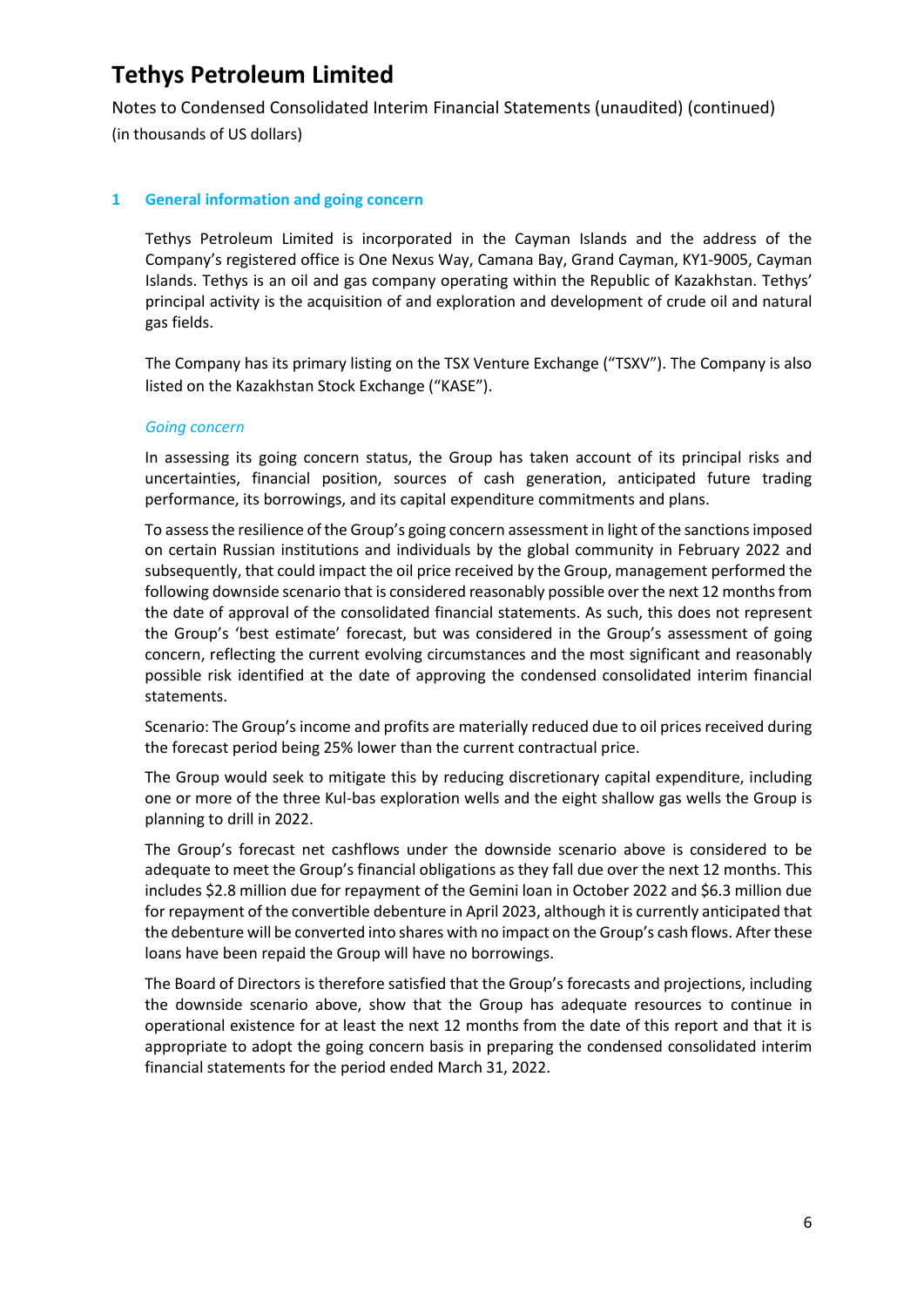# Tethys Petroleum Limited

Notes to Condensed Consolidated Interim Financial Statements (unaudited) (continued)
(in thousands of US dollars)

## 1 General information and going concern

Tethys Petroleum Limited is incorporated in the Cayman Islands and the address of the Company's registered office is One Nexus Way, Camana Bay, Grand Cayman, KY1-9005, Cayman Islands. Tethys is an oil and gas company operating within the Republic of Kazakhstan. Tethys' principal activity is the acquisition of and exploration and development of crude oil and natural gas fields.

The Company has its primary listing on the TSX Venture Exchange ("TSXV"). The Company is also listed on the Kazakhstan Stock Exchange ("KASE").

*Going concern*

In assessing its going concern status, the Group has taken account of its principal risks and uncertainties, financial position, sources of cash generation, anticipated future trading performance, its borrowings, and its capital expenditure commitments and plans.

To assess the resilience of the Group's going concern assessment in light of the sanctions imposed on certain Russian institutions and individuals by the global community in February 2022 and subsequently, that could impact the oil price received by the Group, management performed the following downside scenario that is considered reasonably possible over the next 12 months from the date of approval of the consolidated financial statements. As such, this does not represent the Group's 'best estimate' forecast, but was considered in the Group's assessment of going concern, reflecting the current evolving circumstances and the most significant and reasonably possible risk identified at the date of approving the condensed consolidated interim financial statements.

Scenario: The Group's income and profits are materially reduced due to oil prices received during the forecast period being 25% lower than the current contractual price.

The Group would seek to mitigate this by reducing discretionary capital expenditure, including one or more of the three Kul-bas exploration wells and the eight shallow gas wells the Group is planning to drill in 2022.

The Group's forecast net cashflows under the downside scenario above is considered to be adequate to meet the Group's financial obligations as they fall due over the next 12 months. This includes $2.8 million due for repayment of the Gemini loan in October 2022 and $6.3 million due for repayment of the convertible debenture in April 2023, although it is currently anticipated that the debenture will be converted into shares with no impact on the Group's cash flows. After these loans have been repaid the Group will have no borrowings.

The Board of Directors is therefore satisfied that the Group's forecasts and projections, including the downside scenario above, show that the Group has adequate resources to continue in operational existence for at least the next 12 months from the date of this report and that it is appropriate to adopt the going concern basis in preparing the condensed consolidated interim financial statements for the period ended March 31, 2022.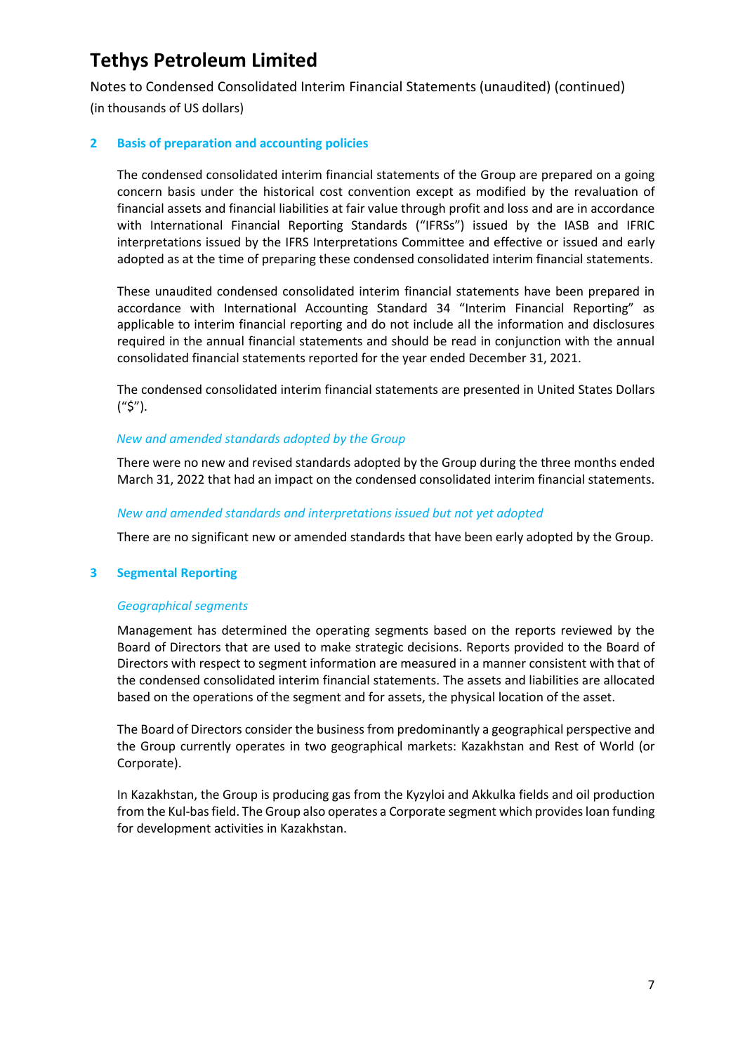# Tethys Petroleum Limited

Notes to Condensed Consolidated Interim Financial Statements (unaudited) (continued)
(in thousands of US dollars)

## 2 Basis of preparation and accounting policies

The condensed consolidated interim financial statements of the Group are prepared on a going concern basis under the historical cost convention except as modified by the revaluation of financial assets and financial liabilities at fair value through profit and loss and are in accordance with International Financial Reporting Standards ("IFRSs") issued by the IASB and IFRIC interpretations issued by the IFRS Interpretations Committee and effective or issued and early adopted as at the time of preparing these condensed consolidated interim financial statements.

These unaudited condensed consolidated interim financial statements have been prepared in accordance with International Accounting Standard 34 "Interim Financial Reporting" as applicable to interim financial reporting and do not include all the information and disclosures required in the annual financial statements and should be read in conjunction with the annual consolidated financial statements reported for the year ended December 31, 2021.

The condensed consolidated interim financial statements are presented in United States Dollars ("$").

*New and amended standards adopted by the Group*

There were no new and revised standards adopted by the Group during the three months ended March 31, 2022 that had an impact on the condensed consolidated interim financial statements.

*New and amended standards and interpretations issued but not yet adopted*

There are no significant new or amended standards that have been early adopted by the Group.

## 3 Segmental Reporting

*Geographical segments*

Management has determined the operating segments based on the reports reviewed by the Board of Directors that are used to make strategic decisions. Reports provided to the Board of Directors with respect to segment information are measured in a manner consistent with that of the condensed consolidated interim financial statements. The assets and liabilities are allocated based on the operations of the segment and for assets, the physical location of the asset.

The Board of Directors consider the business from predominantly a geographical perspective and the Group currently operates in two geographical markets: Kazakhstan and Rest of World (or Corporate).

In Kazakhstan, the Group is producing gas from the Kyzyloi and Akkulka fields and oil production from the Kul-bas field. The Group also operates a Corporate segment which provides loan funding for development activities in Kazakhstan.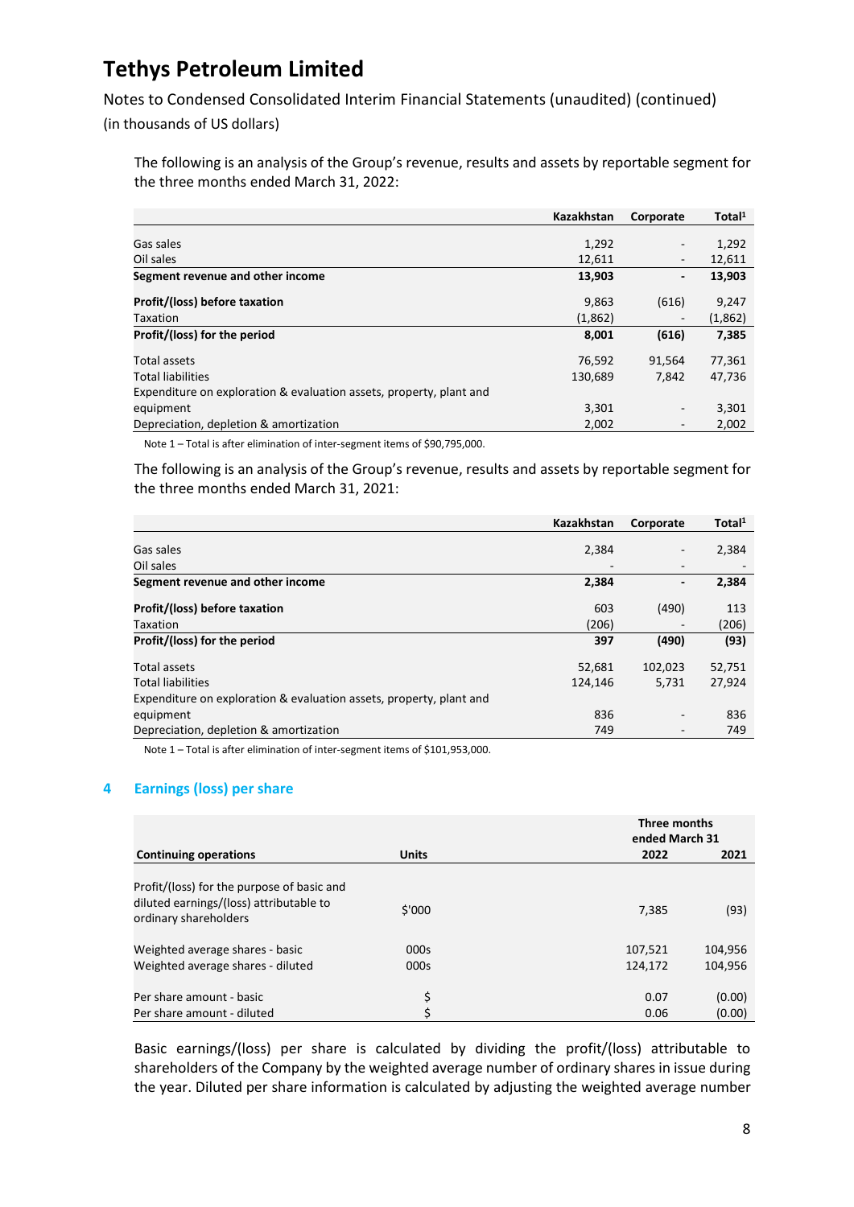# Tethys Petroleum Limited

Notes to Condensed Consolidated Interim Financial Statements (unaudited) (continued)
(in thousands of US dollars)

The following is an analysis of the Group's revenue, results and assets by reportable segment for the three months ended March 31, 2022:

| | Kazakhstan | Corporate | Total[1] |
|---|---|---|---|
| Gas sales | 1,292 | - | 1,292 |
| Oil sales | 12,611 | - | 12,611 |
| **Segment revenue and other income** | **13,903** | **-** | **13,903** |
| **Profit/(loss) before taxation** | 9,863 | (616) | 9,247 |
| Taxation | (1,862) | - | (1,862) |
| **Profit/(loss) for the period** | **8,001** | **(616)** | **7,385** |
| Total assets | 76,592 | 91,564 | 77,361 |
| Total liabilities | 130,689 | 7,842 | 47,736 |
| Expenditure on exploration & evaluation assets, property, plant and equipment | 3,301 | - | 3,301 |
| Depreciation, depletion & amortization | 2,002 | - | 2,002 |

Note 1 – Total is after elimination of inter-segment items of $90,795,000.

The following is an analysis of the Group's revenue, results and assets by reportable segment for the three months ended March 31, 2021:

| | Kazakhstan | Corporate | Total[1] |
|---|---|---|---|
| Gas sales | 2,384 | - | 2,384 |
| Oil sales | - | - | - |
| **Segment revenue and other income** | **2,384** | **-** | **2,384** |
| **Profit/(loss) before taxation** | 603 | (490) | 113 |
| Taxation | (206) | - | (206) |
| **Profit/(loss) for the period** | **397** | **(490)** | **(93)** |
| Total assets | 52,681 | 102,023 | 52,751 |
| Total liabilities | 124,146 | 5,731 | 27,924 |
| Expenditure on exploration & evaluation assets, property, plant and equipment | 836 | - | 836 |
| Depreciation, depletion & amortization | 749 | - | 749 |

Note 1 – Total is after elimination of inter-segment items of $101,953,000.

## 4 Earnings (loss) per share

| | | Three months ended March 31 | |
|---|---|---|---|
| **Continuing operations** | **Units** | **2022** | **2021** |
| Profit/(loss) for the purpose of basic and diluted earnings/(loss) attributable to ordinary shareholders | $'000 | 7,385 | (93) |
| Weighted average shares - basic | 000s | 107,521 | 104,956 |
| Weighted average shares - diluted | 000s | 124,172 | 104,956 |
| Per share amount - basic | $ | 0.07 | (0.00) |
| Per share amount - diluted | $ | 0.06 | (0.00) |

Basic earnings/(loss) per share is calculated by dividing the profit/(loss) attributable to shareholders of the Company by the weighted average number of ordinary shares in issue during the year. Diluted per share information is calculated by adjusting the weighted average number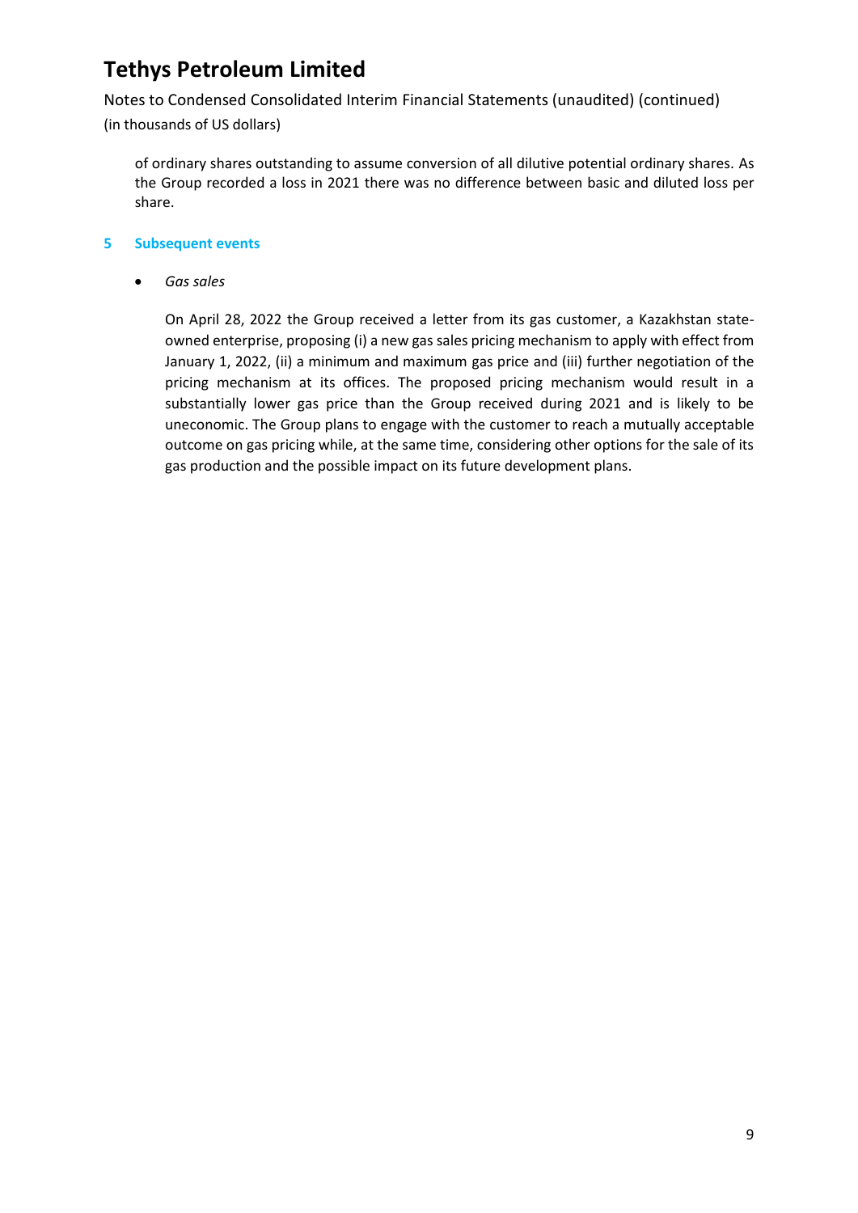of ordinary shares outstanding to assume conversion of all dilutive potential ordinary shares. As the Group recorded a loss in 2021 there was no difference between basic and diluted loss per share.

## 5 Subsequent events

- *Gas sales*

  On April 28, 2022 the Group received a letter from its gas customer, a Kazakhstan state-owned enterprise, proposing (i) a new gas sales pricing mechanism to apply with effect from January 1, 2022, (ii) a minimum and maximum gas price and (iii) further negotiation of the pricing mechanism at its offices. The proposed pricing mechanism would result in a substantially lower gas price than the Group received during 2021 and is likely to be uneconomic. The Group plans to engage with the customer to reach a mutually acceptable outcome on gas pricing while, at the same time, considering other options for the sale of its gas production and the possible impact on its future development plans.